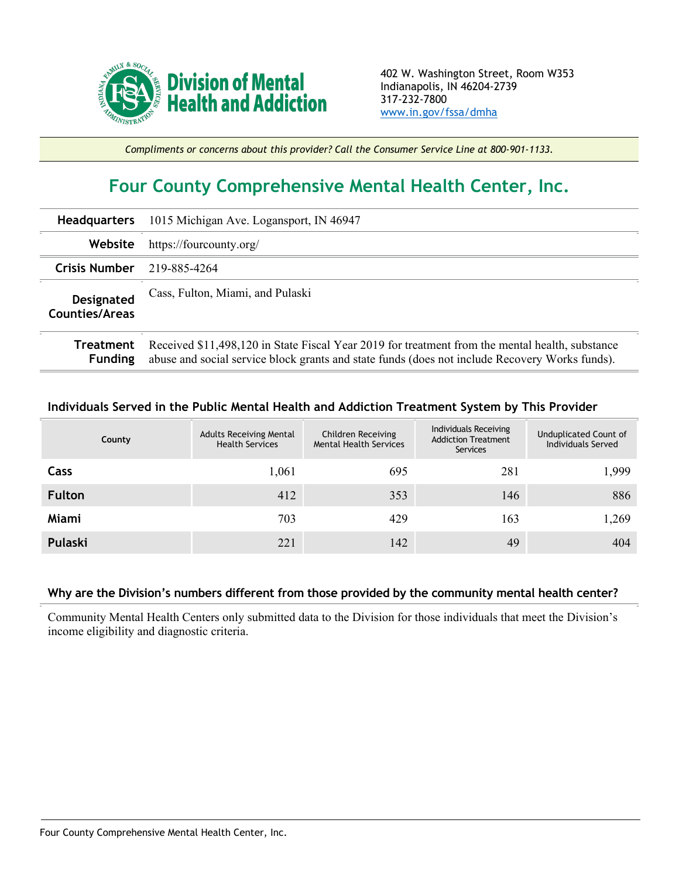Division of Mental Health and Addiction

402 W. Washington Street, Room W353
Indianapolis, IN 46204-2739
317-232-7800
www.in.gov/fssa/dmha

*Compliments or concerns about this provider? Call the Consumer Service Line at 800-901-1133.*

# Four County Comprehensive Mental Health Center, Inc.

| | |
|---|---|
| **Headquarters** | 1015 Michigan Ave. Logansport, IN 46947 |
| **Website** | https://fourcounty.org/ |
| **Crisis Number** | 219-885-4264 |
| **Designated Counties/Areas** | Cass, Fulton, Miami, and Pulaski |
| **Treatment Funding** | Received $11,498,120 in State Fiscal Year 2019 for treatment from the mental health, substance abuse and social service block grants and state funds (does not include Recovery Works funds). |

### Individuals Served in the Public Mental Health and Addiction Treatment System by This Provider

| County | Adults Receiving Mental Health Services | Children Receiving Mental Health Services | Individuals Receiving Addiction Treatment Services | Unduplicated Count of Individuals Served |
|---|---|---|---|---|
| **Cass** | 1,061 | 695 | 281 | 1,999 |
| **Fulton** | 412 | 353 | 146 | 886 |
| **Miami** | 703 | 429 | 163 | 1,269 |
| **Pulaski** | 221 | 142 | 49 | 404 |

### Why are the Division's numbers different from those provided by the community mental health center?

Community Mental Health Centers only submitted data to the Division for those individuals that meet the Division's income eligibility and diagnostic criteria.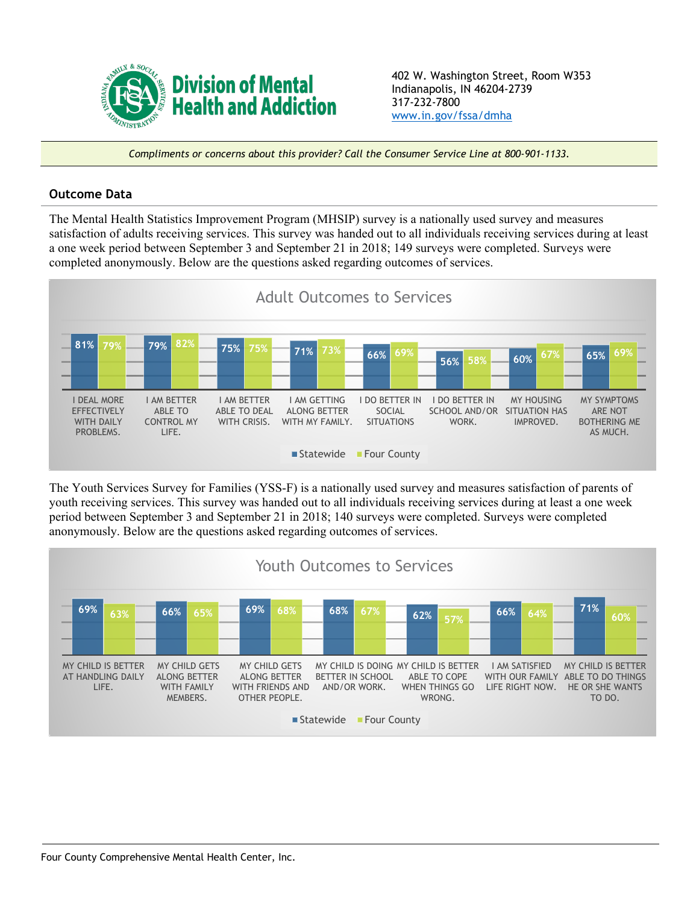Division of Mental Health and Addiction

402 W. Washington Street, Room W353
Indianapolis, IN 46204-2739
317-232-7800
www.in.gov/fssa/dmha

*Compliments or concerns about this provider? Call the Consumer Service Line at 800-901-1133.*

## Outcome Data

The Mental Health Statistics Improvement Program (MHSIP) survey is a nationally used survey and measures satisfaction of adults receiving services. This survey was handed out to all individuals receiving services during at least a one week period between September 3 and September 21 in 2018; 149 surveys were completed. Surveys were completed anonymously. Below are the questions asked regarding outcomes of services.

Adult Outcomes to Services

I DEAL MORE EFFECTIVELY WITH DAILY PROBLEMS. 81% 79%
I AM BETTER ABLE TO CONTROL MY LIFE. 79% 82%
I AM BETTER ABLE TO DEAL WITH CRISIS. 75% 75%
I AM GETTING ALONG BETTER WITH MY FAMILY. 71% 73%
I DO BETTER IN SOCIAL SITUATIONS 66% 69%
I DO BETTER IN SCHOOL AND/OR WORK. 56% 58%
MY HOUSING SITUATION HAS IMPROVED. 60% 67%
MY SYMPTOMS ARE NOT BOTHERING ME AS MUCH. 65% 69%

Statewide, Four County

The Youth Services Survey for Families (YSS-F) is a nationally used survey and measures satisfaction of parents of youth receiving services. This survey was handed out to all individuals receiving services during at least a one week period between September 3 and September 21 in 2018; 140 surveys were completed. Surveys were completed anonymously. Below are the questions asked regarding outcomes of services.

Youth Outcomes to Services

MY CHILD IS BETTER AT HANDLING DAILY LIFE. 69% 63%
MY CHILD GETS ALONG BETTER WITH FAMILY MEMBERS. 66% 65%
MY CHILD GETS ALONG BETTER WITH FRIENDS AND OTHER PEOPLE. 69% 68%
MY CHILD IS DOING BETTER IN SCHOOL AND/OR WORK. 68% 67%
MY CHILD IS BETTER ABLE TO COPE WHEN THINGS GO WRONG. 62% 57%
I AM SATISFIED WITH OUR FAMILY LIFE RIGHT NOW. 66% 64%
MY CHILD IS BETTER ABLE TO DO THINGS HE OR SHE WANTS TO DO. 71% 60%

Statewide, Four County

Four County Comprehensive Mental Health Center, Inc.